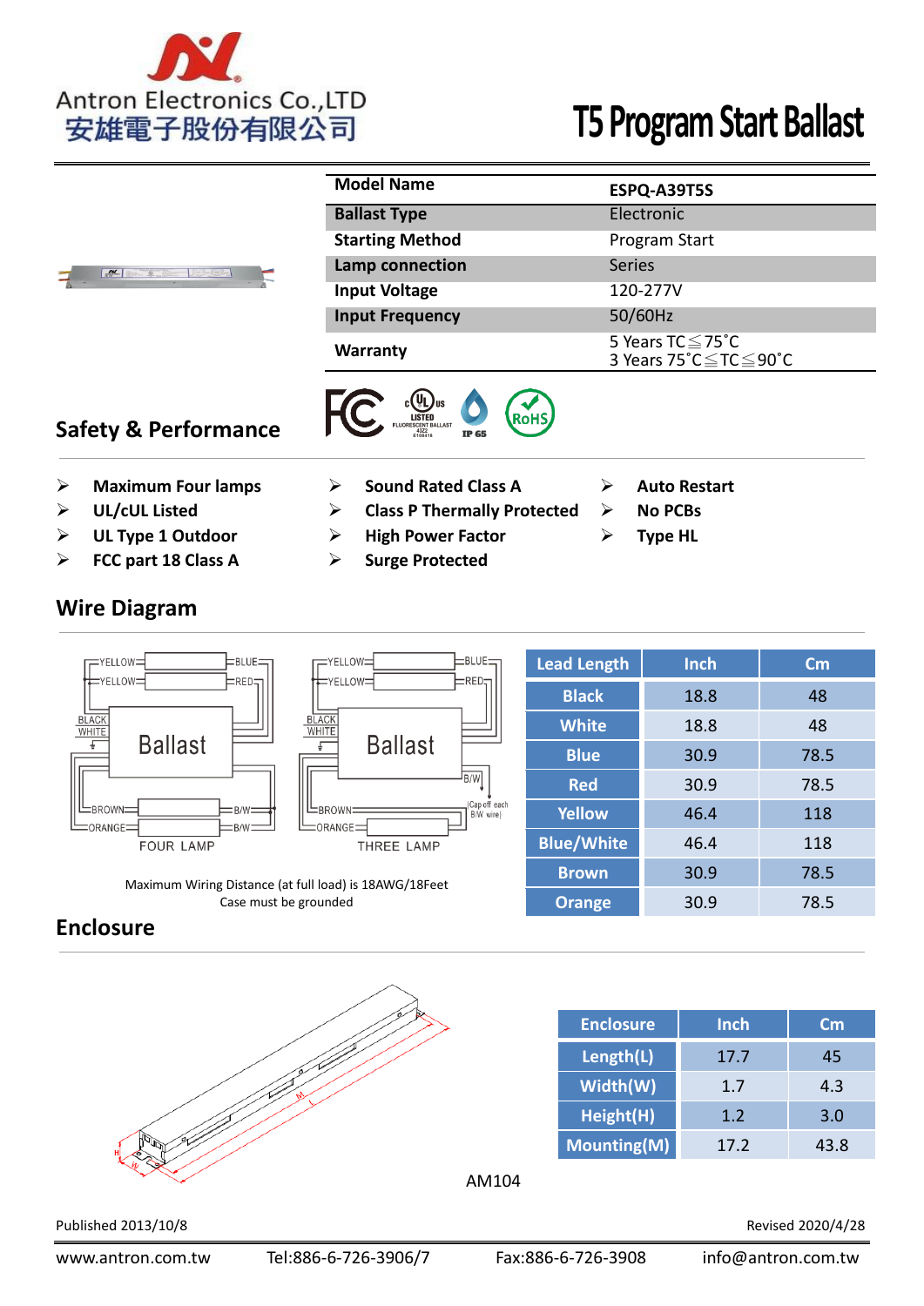Antron Electronics Co.,LTD
安雄電子股份有限公司

# T5 Program Start Ballast

| Model Name | ESPQ-A39T5S |
|---|---|
| Ballast Type | Electronic |
| Starting Method | Program Start |
| Lamp connection | Series |
| Input Voltage | 120-277V |
| Input Frequency | 50/60Hz |
| Warranty | 5 Years TC≦75˚C<br>3 Years 75˚C≦TC≦90˚C |

## Safety & Performance

- **Maximum Four lamps**
- **UL/cUL Listed**
- **UL Type 1 Outdoor**
- **FCC part 18 Class A**
- **Sound Rated Class A**
- **Class P Thermally Protected**
- **High Power Factor**
- **Surge Protected**
- **Auto Restart**
- **No PCBs**
- **Type HL**

## Wire Diagram

FOUR LAMP

THREE LAMP

Maximum Wiring Distance (at full load) is 18AWG/18Feet
Case must be grounded

| Lead Length | Inch | Cm |
|---|---|---|
| Black | 18.8 | 48 |
| White | 18.8 | 48 |
| Blue | 30.9 | 78.5 |
| Red | 30.9 | 78.5 |
| Yellow | 46.4 | 118 |
| Blue/White | 46.4 | 118 |
| Brown | 30.9 | 78.5 |
| Orange | 30.9 | 78.5 |

## Enclosure

| Enclosure | Inch | Cm |
|---|---|---|
| Length(L) | 17.7 | 45 |
| Width(W) | 1.7 | 4.3 |
| Height(H) | 1.2 | 3.0 |
| Mounting(M) | 17.2 | 43.8 |

AM104

Published 2013/10/8

Revised 2020/4/28

www.antron.com.tw Tel:886-6-726-3906/7 Fax:886-6-726-3908 info@antron.com.tw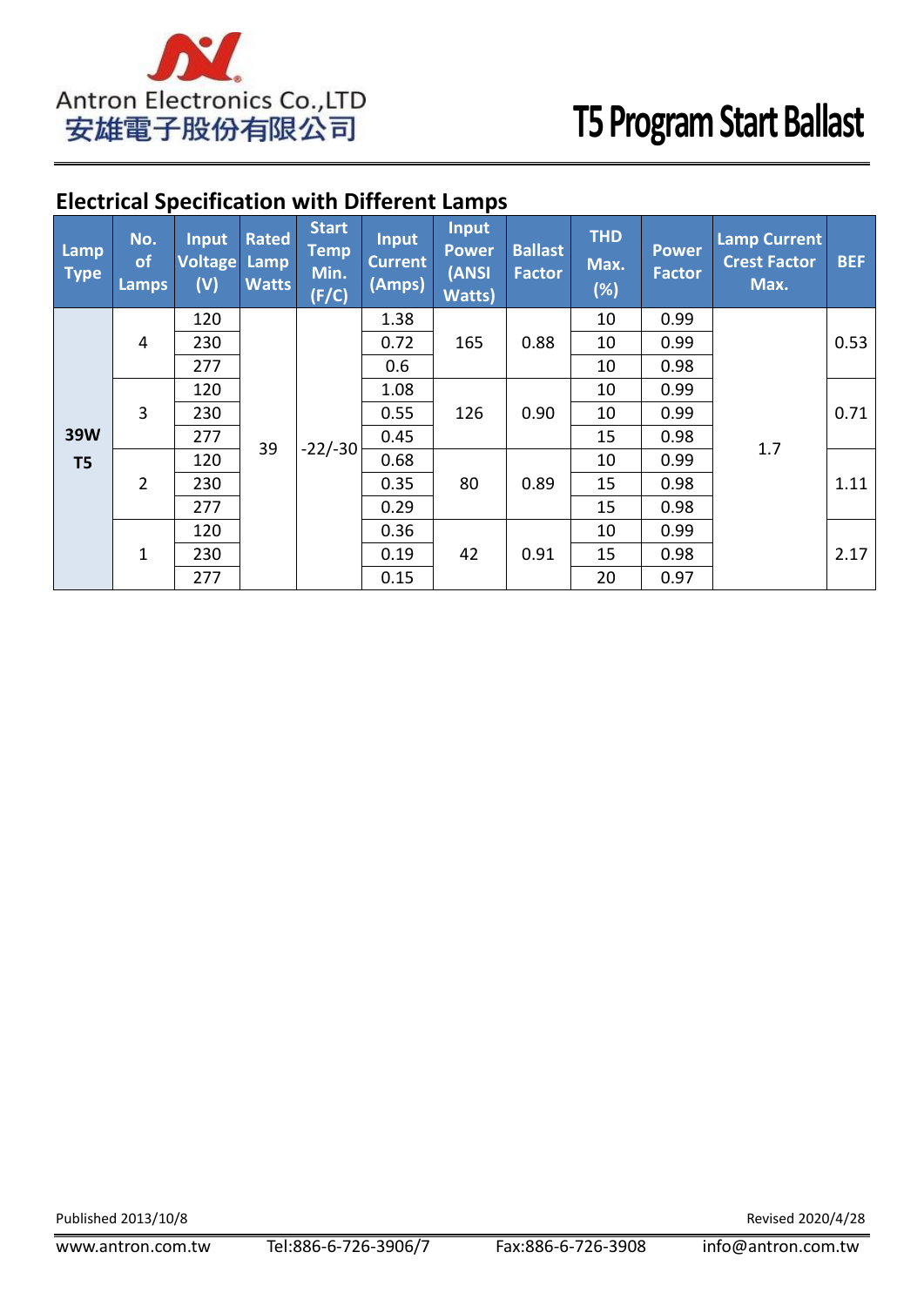# T5 Program Start Ballast

## Electrical Specification with Different Lamps

| Lamp Type | No. of Lamps | Input Voltage (V) | Rated Lamp Watts | Start Temp Min. (F/C) | Input Current (Amps) | Input Power (ANSI Watts) | Ballast Factor | THD Max. (%) | Power Factor | Lamp Current Crest Factor Max. | BEF |
|---|---|---|---|---|---|---|---|---|---|---|---|
| 39W T5 | 4 | 120 | 39 | -22/-30 | 1.38 | 165 | 0.88 | 10 | 0.99 | 1.7 | 0.53 |
| | | 230 | | | 0.72 | | | 10 | 0.99 | | |
| | | 277 | | | 0.6 | | | 10 | 0.98 | | |
| | 3 | 120 | | | 1.08 | 126 | 0.90 | 10 | 0.99 | | 0.71 |
| | | 230 | | | 0.55 | | | 10 | 0.99 | | |
| | | 277 | | | 0.45 | | | 15 | 0.98 | | |
| | 2 | 120 | | | 0.68 | 80 | 0.89 | 10 | 0.99 | | 1.11 |
| | | 230 | | | 0.35 | | | 15 | 0.98 | | |
| | | 277 | | | 0.29 | | | 15 | 0.98 | | |
| | 1 | 120 | | | 0.36 | 42 | 0.91 | 10 | 0.99 | | 2.17 |
| | | 230 | | | 0.19 | | | 15 | 0.98 | | |
| | | 277 | | | 0.15 | | | 20 | 0.97 | | |

Published 2013/10/8

Revised 2020/4/28